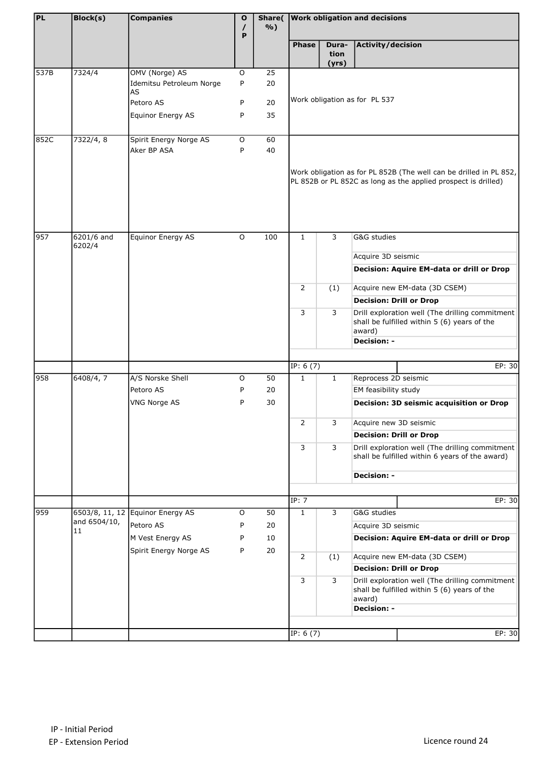| PL | Block(s) | Companies | O / P | Share(%) | Work obligation and decisions | | |
|---|---|---|---|---|---|---|---|
| | | | | | Phase | Duration (yrs) | Activity/decision |
| 537B | 7324/4 | OMV (Norge) AS | O | 25 | Work obligation as for PL 537 | | |
| | | Idemitsu Petroleum Norge AS | P | 20 | | | |
| | | Petoro AS | P | 20 | | | |
| | | Equinor Energy AS | P | 35 | | | |
| 852C | 7322/4, 8 | Spirit Energy Norge AS | O | 60 | Work obligation as for PL 852B (The well can be drilled in PL 852, PL 852B or PL 852C as long as the applied prospect is drilled) | | |
| | | Aker BP ASA | P | 40 | | | |
| 957 | 6201/6 and 6202/4 | Equinor Energy AS | O | 100 | 1 | 3 | G&G studies |
| | | | | | | | Acquire 3D seismic |
| | | | | | | | **Decision: Aquire EM-data or drill or Drop** |
| | | | | | 2 | (1) | Acquire new EM-data (3D CSEM) |
| | | | | | | | **Decision: Drill or Drop** |
| | | | | | 3 | 3 | Drill exploration well (The drilling commitment shall be fulfilled within 5 (6) years of the award) |
| | | | | | | | **Decision: -** |
| | | | | | IP: 6 (7) | | EP: 30 |
| 958 | 6408/4, 7 | A/S Norske Shell | O | 50 | 1 | 1 | Reprocess 2D seismic |
| | | Petoro AS | P | 20 | | | EM feasibility study |
| | | VNG Norge AS | P | 30 | | | **Decision: 3D seismic acquisition or Drop** |
| | | | | | 2 | 3 | Acquire new 3D seismic |
| | | | | | | | **Decision: Drill or Drop** |
| | | | | | 3 | 3 | Drill exploration well (The drilling commitment shall be fulfilled within 6 years of the award) |
| | | | | | | | **Decision: -** |
| | | | | | IP: 7 | | EP: 30 |
| 959 | 6503/8, 11, 12 and 6504/10, 11 | Equinor Energy AS | O | 50 | 1 | 3 | G&G studies |
| | | Petoro AS | P | 20 | | | Acquire 3D seismic |
| | | M Vest Energy AS | P | 10 | | | **Decision: Aquire EM-data or drill or Drop** |
| | | Spirit Energy Norge AS | P | 20 | 2 | (1) | Acquire new EM-data (3D CSEM) |
| | | | | | | | **Decision: Drill or Drop** |
| | | | | | 3 | 3 | Drill exploration well (The drilling commitment shall be fulfilled within 5 (6) years of the award) |
| | | | | | | | **Decision: -** |
| | | | | | IP: 6 (7) | | EP: 30 |

IP - Initial Period
EP - Extension Period

Licence round 24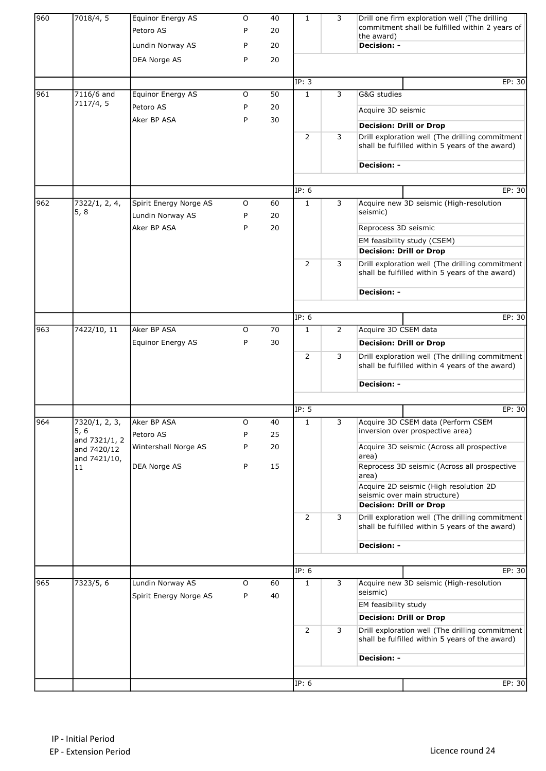| | | | | | | | |
|---|---|---|---|---|---|---|---|
| 960 | 7018/4, 5 | Equinor Energy AS<br>Petoro AS<br>Lundin Norway AS<br>DEA Norge AS | O<br>P<br>P<br>P | 40<br>20<br>20<br>20 | 1 | 3 | Drill one firm exploration well (The drilling commitment shall be fulfilled within 2 years of the award)<br>**Decision: -** |
| | | | | | IP: 3 | | EP: 30 |
| 961 | 7116/6 and 7117/4, 5 | Equinor Energy AS<br>Petoro AS<br>Aker BP ASA | O<br>P<br>P | 50<br>20<br>30 | 1 | 3 | G&G studies<br>Acquire 3D seismic<br>**Decision: Drill or Drop** |
| | | | | | 2 | 3 | Drill exploration well (The drilling commitment shall be fulfilled within 5 years of the award)<br>**Decision: -** |
| | | | | | IP: 6 | | EP: 30 |
| 962 | 7322/1, 2, 4, 5, 8 | Spirit Energy Norge AS<br>Lundin Norway AS<br>Aker BP ASA | O<br>P<br>P | 60<br>20<br>20 | 1 | 3 | Acquire new 3D seismic (High-resolution seismic)<br>Reprocess 3D seismic<br>EM feasibility study (CSEM)<br>**Decision: Drill or Drop** |
| | | | | | 2 | 3 | Drill exploration well (The drilling commitment shall be fulfilled within 5 years of the award)<br>**Decision: -** |
| | | | | | IP: 6 | | EP: 30 |
| 963 | 7422/10, 11 | Aker BP ASA<br>Equinor Energy AS | O<br>P | 70<br>30 | 1 | 2 | Acquire 3D CSEM data<br>**Decision: Drill or Drop** |
| | | | | | 2 | 3 | Drill exploration well (The drilling commitment shall be fulfilled within 4 years of the award)<br>**Decision: -** |
| | | | | | IP: 5 | | EP: 30 |
| 964 | 7320/1, 2, 3, 5, 6 and 7321/1, 2 and 7420/12 and 7421/10, 11 | Aker BP ASA<br>Petoro AS<br>Wintershall Norge AS<br>DEA Norge AS | O<br>P<br>P<br>P | 40<br>25<br>20<br>15 | 1 | 3 | Acquire 3D CSEM data (Perform CSEM inversion over prospective area)<br>Acquire 3D seismic (Across all prospective area)<br>Reprocess 3D seismic (Across all prospective area)<br>Acquire 2D seismic (High resolution 2D seismic over main structure)<br>**Decision: Drill or Drop** |
| | | | | | 2 | 3 | Drill exploration well (The drilling commitment shall be fulfilled within 5 years of the award)<br>**Decision: -** |
| | | | | | IP: 6 | | EP: 30 |
| 965 | 7323/5, 6 | Lundin Norway AS<br>Spirit Energy Norge AS | O<br>P | 60<br>40 | 1 | 3 | Acquire new 3D seismic (High-resolution seismic)<br>EM feasibility study<br>**Decision: Drill or Drop** |
| | | | | | 2 | 3 | Drill exploration well (The drilling commitment shall be fulfilled within 5 years of the award)<br>**Decision: -** |
| | | | | | IP: 6 | | EP: 30 |

IP - Initial Period
EP - Extension Period

Licence round 24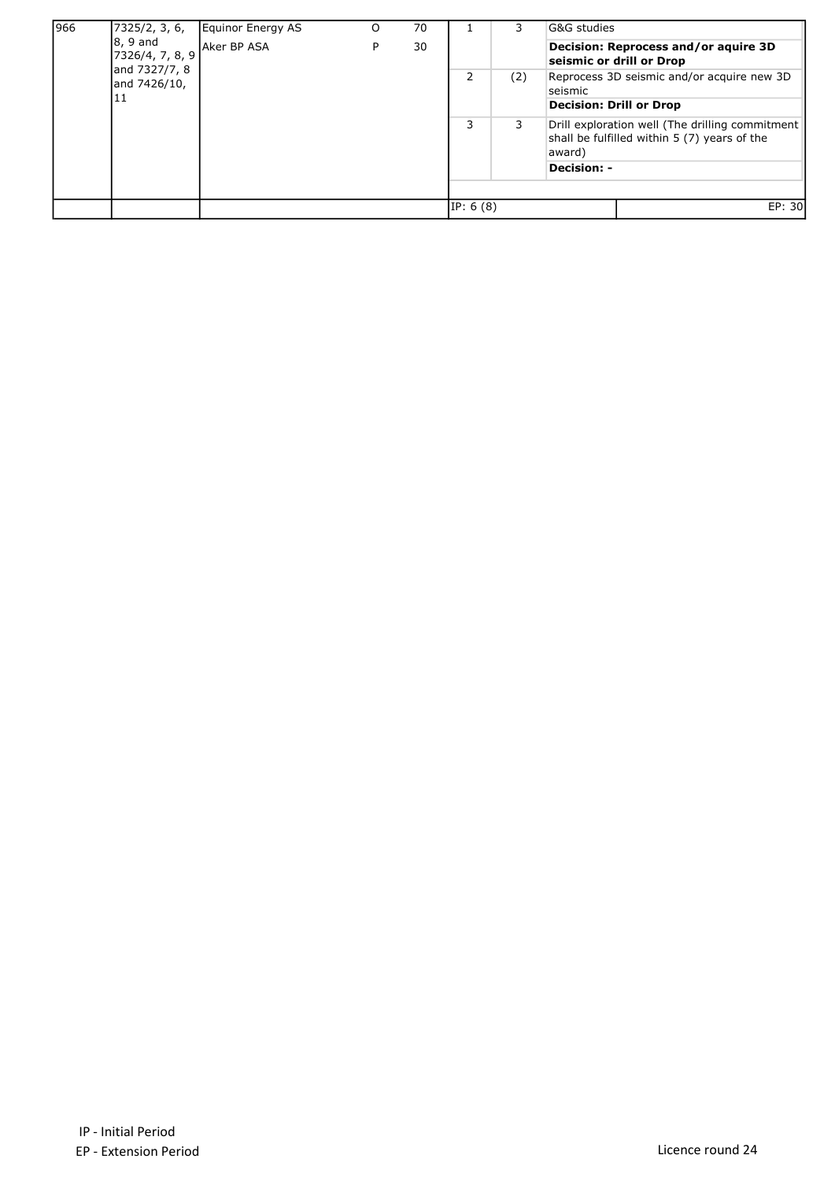| | | | | | | | |
|---|---|---|---|---|---|---|---|
| 966 | 7325/2, 3, 6, 8, 9 and 7326/4, 7, 8, 9 and 7327/7, 8 and 7426/10, 11 | Equinor Energy AS | O | 70 | 1 | 3 | G&G studies |
| | | Aker BP ASA | P | 30 | | | **Decision: Reprocess and/or aquire 3D seismic or drill or Drop** |
| | | | | | 2 | (2) | Reprocess 3D seismic and/or acquire new 3D seismic |
| | | | | | | | **Decision: Drill or Drop** |
| | | | | | 3 | 3 | Drill exploration well (The drilling commitment shall be fulfilled within 5 (7) years of the award) |
| | | | | | | | **Decision: -** |
| | | | | | IP: 6 (8) | | EP: 30 |

IP - Initial Period
EP - Extension Period

Licence round 24